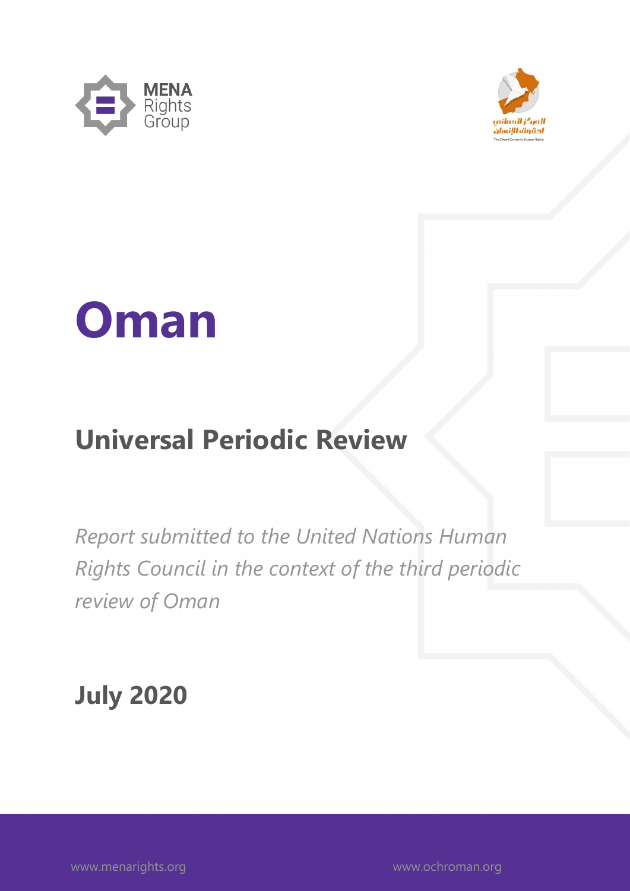MENA Rights Group

المركز العماني لحقوق الإنسان

The Omani Centre for Human Rights

# Oman

## Universal Periodic Review

*Report submitted to the United Nations Human Rights Council in the context of the third periodic review of Oman*

**July 2020**

www.menarights.org

www.ochroman.org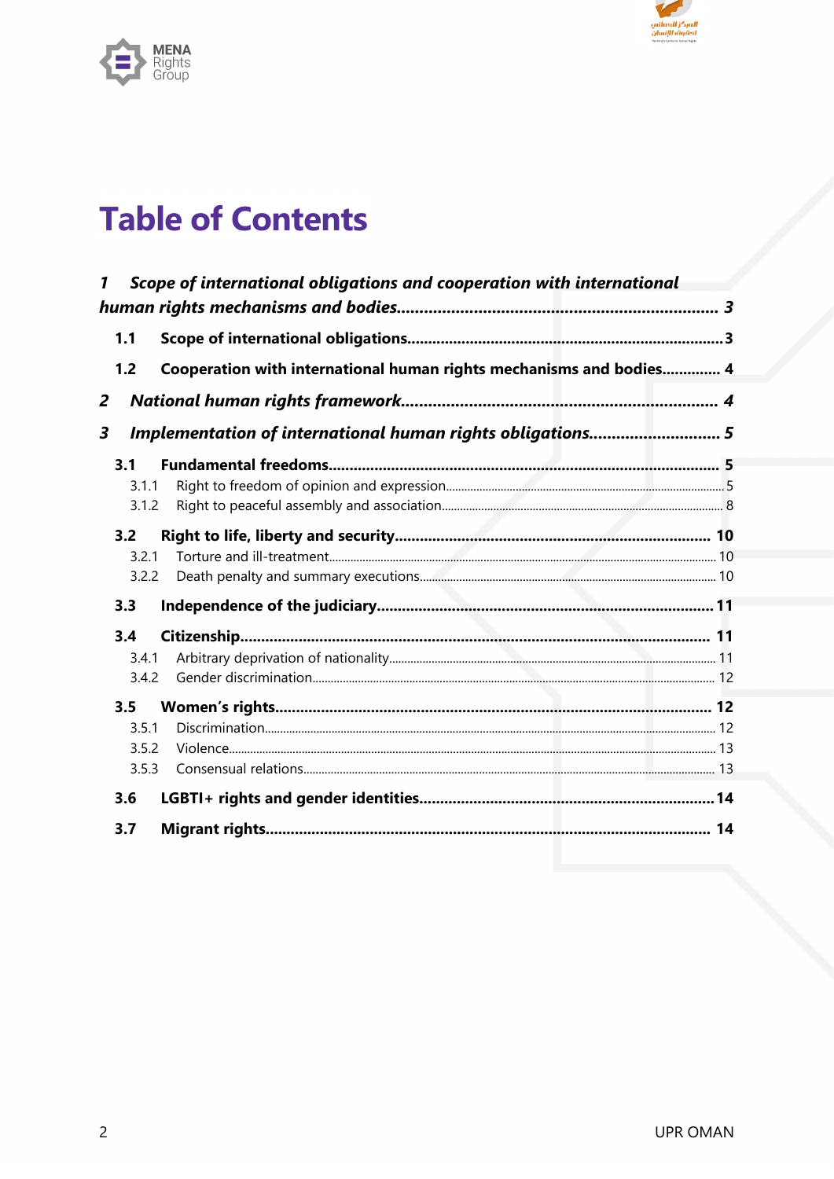# Table of Contents

*1 Scope of international obligations and cooperation with international human rights mechanisms and bodies* ........ 3

**1.1 Scope of international obligations** ........ 3

**1.2 Cooperation with international human rights mechanisms and bodies** ........ 4

*2 National human rights framework* ........ 4

*3 Implementation of international human rights obligations* ........ 5

**3.1 Fundamental freedoms** ........ 5

3.1.1 Right to freedom of opinion and expression ........ 5

3.1.2 Right to peaceful assembly and association ........ 8

**3.2 Right to life, liberty and security** ........ 10

3.2.1 Torture and ill-treatment ........ 10

3.2.2 Death penalty and summary executions ........ 10

**3.3 Independence of the judiciary** ........ 11

**3.4 Citizenship** ........ 11

3.4.1 Arbitrary deprivation of nationality ........ 11

3.4.2 Gender discrimination ........ 12

**3.5 Women's rights** ........ 12

3.5.1 Discrimination ........ 12

3.5.2 Violence ........ 13

3.5.3 Consensual relations ........ 13

**3.6 LGBTI+ rights and gender identities** ........ 14

**3.7 Migrant rights** ........ 14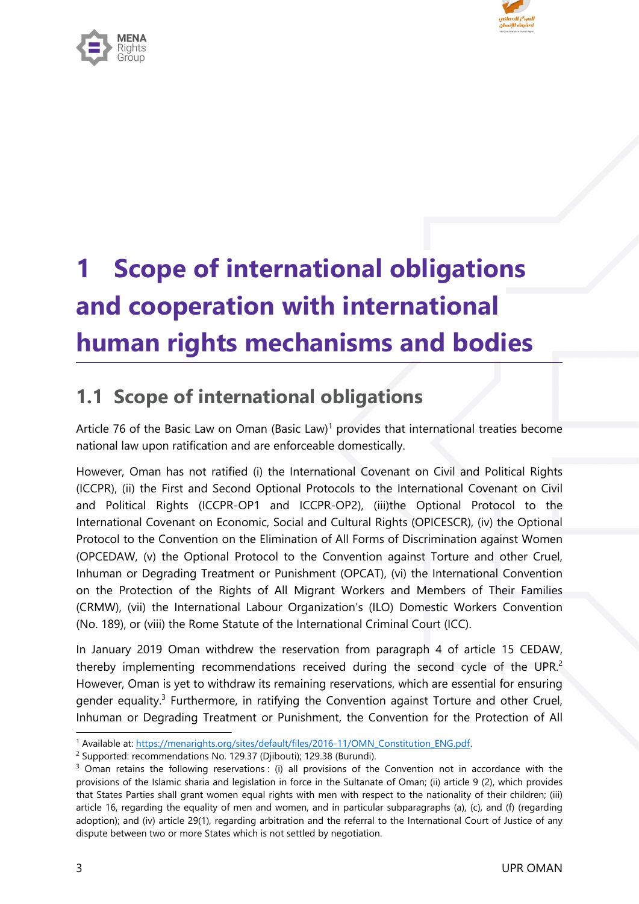# 1 Scope of international obligations and cooperation with international human rights mechanisms and bodies

## 1.1 Scope of international obligations

Article 76 of the Basic Law on Oman (Basic Law)[1] provides that international treaties become national law upon ratification and are enforceable domestically.

However, Oman has not ratified (i) the International Covenant on Civil and Political Rights (ICCPR), (ii) the First and Second Optional Protocols to the International Covenant on Civil and Political Rights (ICCPR-OP1 and ICCPR-OP2), (iii)the Optional Protocol to the International Covenant on Economic, Social and Cultural Rights (OPICESCR), (iv) the Optional Protocol to the Convention on the Elimination of All Forms of Discrimination against Women (OPCEDAW, (v) the Optional Protocol to the Convention against Torture and other Cruel, Inhuman or Degrading Treatment or Punishment (OPCAT), (vi) the International Convention on the Protection of the Rights of All Migrant Workers and Members of Their Families (CRMW), (vii) the International Labour Organization's (ILO) Domestic Workers Convention (No. 189), or (viii) the Rome Statute of the International Criminal Court (ICC).

In January 2019 Oman withdrew the reservation from paragraph 4 of article 15 CEDAW, thereby implementing recommendations received during the second cycle of the UPR.[2] However, Oman is yet to withdraw its remaining reservations, which are essential for ensuring gender equality.[3] Furthermore, in ratifying the Convention against Torture and other Cruel, Inhuman or Degrading Treatment or Punishment, the Convention for the Protection of All

---

[1] Available at: https://menarights.org/sites/default/files/2016-11/OMN_Constitution_ENG.pdf.

[2] Supported: recommendations No. 129.37 (Djibouti); 129.38 (Burundi).

[3] Oman retains the following reservations : (i) all provisions of the Convention not in accordance with the provisions of the Islamic sharia and legislation in force in the Sultanate of Oman; (ii) article 9 (2), which provides that States Parties shall grant women equal rights with men with respect to the nationality of their children; (iii) article 16, regarding the equality of men and women, and in particular subparagraphs (a), (c), and (f) (regarding adoption); and (iv) article 29(1), regarding arbitration and the referral to the International Court of Justice of any dispute between two or more States which is not settled by negotiation.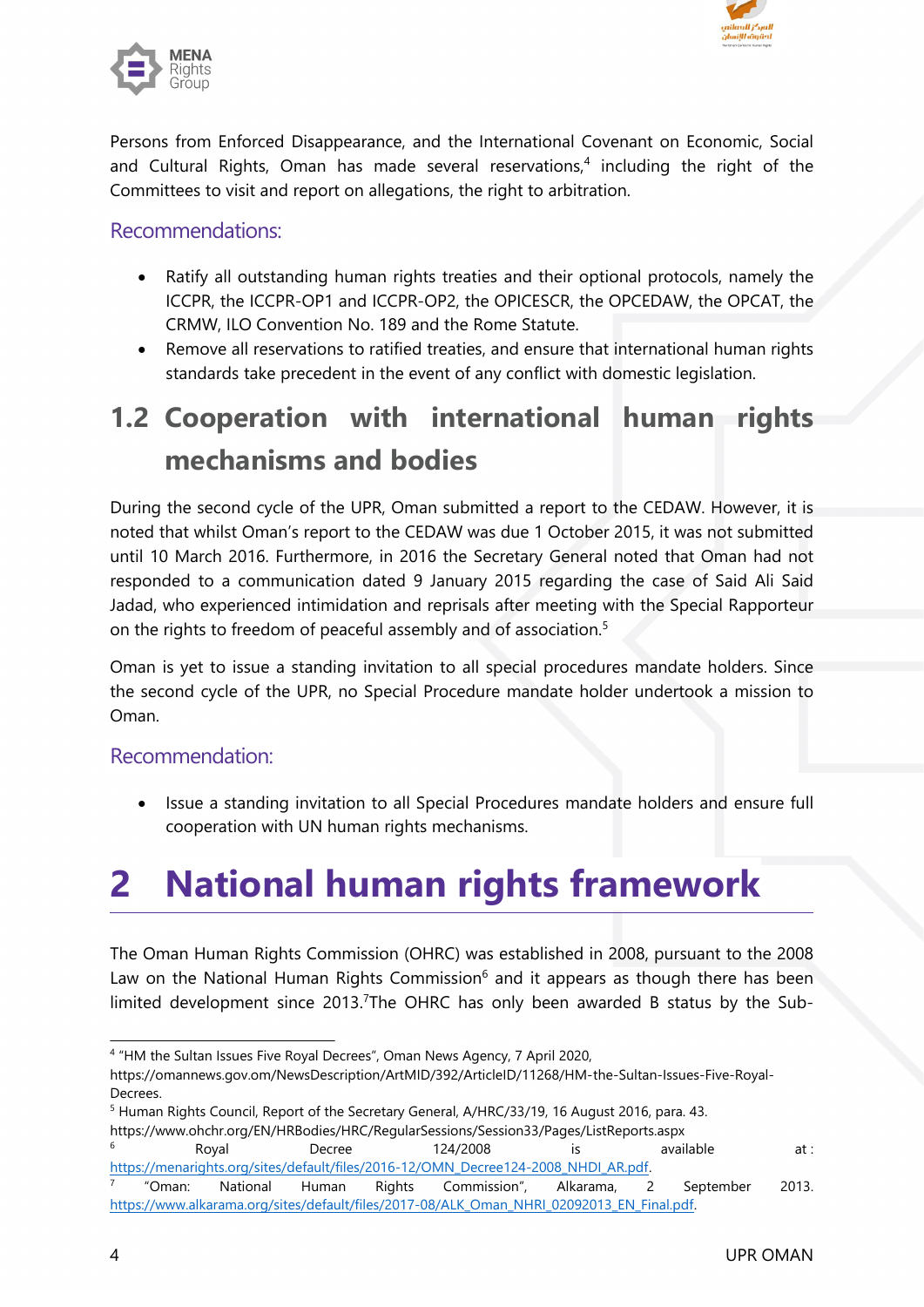Persons from Enforced Disappearance, and the International Covenant on Economic, Social and Cultural Rights, Oman has made several reservations,[4] including the right of the Committees to visit and report on allegations, the right to arbitration.

### Recommendations:

- Ratify all outstanding human rights treaties and their optional protocols, namely the ICCPR, the ICCPR-OP1 and ICCPR-OP2, the OPICESCR, the OPCEDAW, the OPCAT, the CRMW, ILO Convention No. 189 and the Rome Statute.
- Remove all reservations to ratified treaties, and ensure that international human rights standards take precedent in the event of any conflict with domestic legislation.

## 1.2 Cooperation with international human rights mechanisms and bodies

During the second cycle of the UPR, Oman submitted a report to the CEDAW. However, it is noted that whilst Oman's report to the CEDAW was due 1 October 2015, it was not submitted until 10 March 2016. Furthermore, in 2016 the Secretary General noted that Oman had not responded to a communication dated 9 January 2015 regarding the case of Said Ali Said Jadad, who experienced intimidation and reprisals after meeting with the Special Rapporteur on the rights to freedom of peaceful assembly and of association.[5]

Oman is yet to issue a standing invitation to all special procedures mandate holders. Since the second cycle of the UPR, no Special Procedure mandate holder undertook a mission to Oman.

### Recommendation:

- Issue a standing invitation to all Special Procedures mandate holders and ensure full cooperation with UN human rights mechanisms.

# 2 National human rights framework

The Oman Human Rights Commission (OHRC) was established in 2008, pursuant to the 2008 Law on the National Human Rights Commission[6] and it appears as though there has been limited development since 2013.[7]The OHRC has only been awarded B status by the Sub-

---

[4] "HM the Sultan Issues Five Royal Decrees", Oman News Agency, 7 April 2020, https://omannews.gov.om/NewsDescription/ArtMID/392/ArticleID/11268/HM-the-Sultan-Issues-Five-Royal-Decrees.

[5] Human Rights Council, Report of the Secretary General, A/HRC/33/19, 16 August 2016, para. 43. https://www.ohchr.org/EN/HRBodies/HRC/RegularSessions/Session33/Pages/ListReports.aspx

[6] Royal Decree 124/2008 is available at : https://menarights.org/sites/default/files/2016-12/OMN_Decree124-2008_NHDI_AR.pdf.

[7] "Oman: National Human Rights Commission", Alkarama, 2 September 2013. https://www.alkarama.org/sites/default/files/2017-08/ALK_Oman_NHRI_02092013_EN_Final.pdf.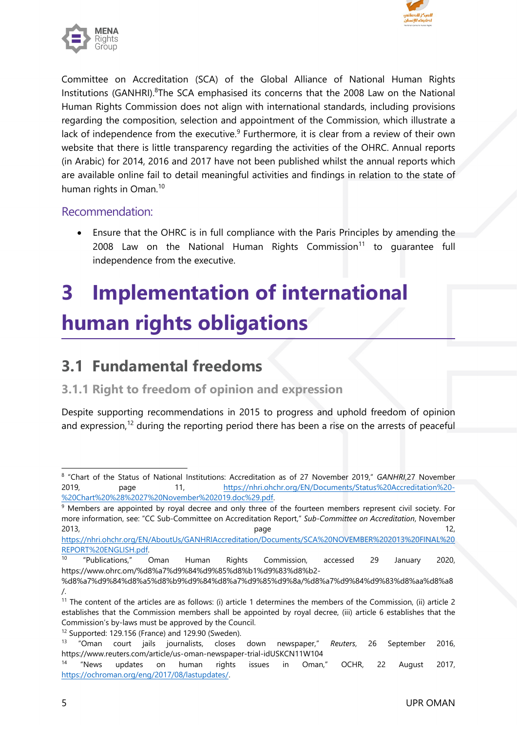Committee on Accreditation (SCA) of the Global Alliance of National Human Rights Institutions (GANHRI).[8]The SCA emphasised its concerns that the 2008 Law on the National Human Rights Commission does not align with international standards, including provisions regarding the composition, selection and appointment of the Commission, which illustrate a lack of independence from the executive.[9] Furthermore, it is clear from a review of their own website that there is little transparency regarding the activities of the OHRC. Annual reports (in Arabic) for 2014, 2016 and 2017 have not been published whilst the annual reports which are available online fail to detail meaningful activities and findings in relation to the state of human rights in Oman.[10]

### Recommendation:

- Ensure that the OHRC is in full compliance with the Paris Principles by amending the 2008 Law on the National Human Rights Commission[11] to guarantee full independence from the executive.

# 3 Implementation of international human rights obligations

## 3.1 Fundamental freedoms

### 3.1.1 Right to freedom of opinion and expression

Despite supporting recommendations in 2015 to progress and uphold freedom of opinion and expression,[12] during the reporting period there has been a rise on the arrests of peaceful

---

[8] "Chart of the Status of National Institutions: Accreditation as of 27 November 2019," *GANHRI*,27 November 2019, page 11, https://nhri.ohchr.org/EN/Documents/Status%20Accreditation%20-%20Chart%20%28%2027%20November%202019.doc%29.pdf.

[9] Members are appointed by royal decree and only three of the fourteen members represent civil society. For more information, see: "CC Sub-Committee on Accreditation Report," *Sub-Committee on Accreditation*, November 2013, page 12, https://nhri.ohchr.org/EN/AboutUs/GANHRIAccreditation/Documents/SCA%20NOVEMBER%202013%20FINAL%20REPORT%20ENGLISH.pdf.

[10] "Publications," Oman Human Rights Commission, accessed 29 January 2020, https://www.ohrc.om/%d8%a7%d9%84%d9%85%d8%b1%d9%83%d8%b2-%d8%a7%d9%84%d8%a5%d8%b9%d9%84%d8%a7%d9%85%d9%8a/%d8%a7%d9%84%d9%83%d8%aa%d8%a8/.

[11] The content of the articles are as follows: (i) article 1 determines the members of the Commission, (ii) article 2 establishes that the Commission members shall be appointed by royal decree, (iii) article 6 establishes that the Commission's by-laws must be approved by the Council.

[12] Supported: 129.156 (France) and 129.90 (Sweden).

[13] "Oman court jails journalists, closes down newspaper," *Reuters*, 26 September 2016, https://www.reuters.com/article/us-oman-newspaper-trial-idUSKCN11W104

[14] "News updates on human rights issues in Oman," OCHR, 22 August 2017, https://ochroman.org/eng/2017/08/lastupdates/.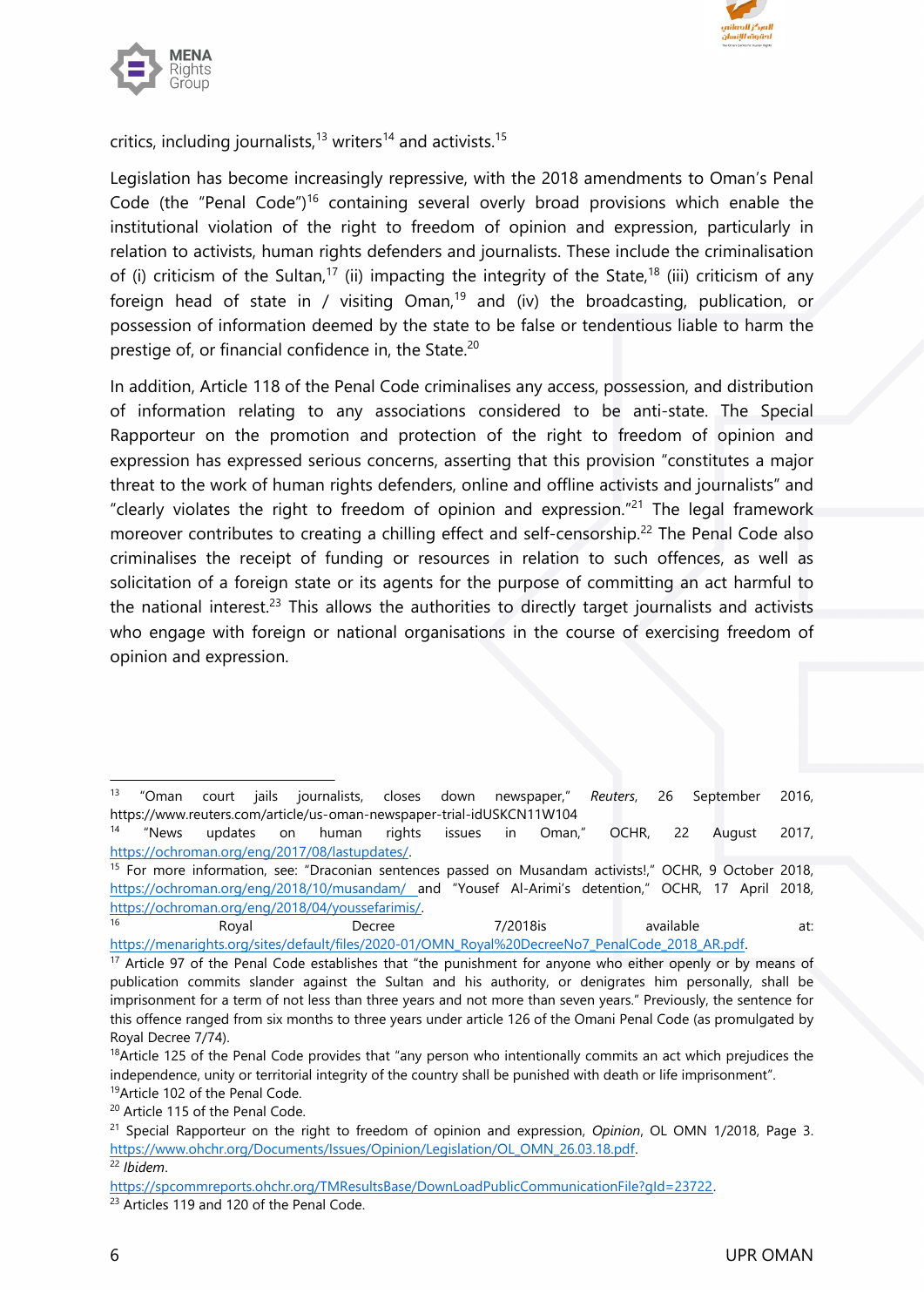critics, including journalists,[13] writers[14] and activists.[15]

Legislation has become increasingly repressive, with the 2018 amendments to Oman's Penal Code (the "Penal Code")[16] containing several overly broad provisions which enable the institutional violation of the right to freedom of opinion and expression, particularly in relation to activists, human rights defenders and journalists. These include the criminalisation of (i) criticism of the Sultan,[17] (ii) impacting the integrity of the State,[18] (iii) criticism of any foreign head of state in / visiting Oman,[19] and (iv) the broadcasting, publication, or possession of information deemed by the state to be false or tendentious liable to harm the prestige of, or financial confidence in, the State.[20]

In addition, Article 118 of the Penal Code criminalises any access, possession, and distribution of information relating to any associations considered to be anti-state. The Special Rapporteur on the promotion and protection of the right to freedom of opinion and expression has expressed serious concerns, asserting that this provision "constitutes a major threat to the work of human rights defenders, online and offline activists and journalists" and "clearly violates the right to freedom of opinion and expression."[21] The legal framework moreover contributes to creating a chilling effect and self-censorship.[22] The Penal Code also criminalises the receipt of funding or resources in relation to such offences, as well as solicitation of a foreign state or its agents for the purpose of committing an act harmful to the national interest.[23] This allows the authorities to directly target journalists and activists who engage with foreign or national organisations in the course of exercising freedom of opinion and expression.

---

[13] "Oman court jails journalists, closes down newspaper," *Reuters*, 26 September 2016, https://www.reuters.com/article/us-oman-newspaper-trial-idUSKCN11W104

[14] "News updates on human rights issues in Oman," OCHR, 22 August 2017, https://ochroman.org/eng/2017/08/lastupdates/.

[15] For more information, see: "Draconian sentences passed on Musandam activists!," OCHR, 9 October 2018, https://ochroman.org/eng/2018/10/musandam/ and "Yousef Al-Arimi's detention," OCHR, 17 April 2018, https://ochroman.org/eng/2018/04/youssefarimis/.

[16] Royal Decree 7/2018is available at: https://menarights.org/sites/default/files/2020-01/OMN_Royal%20DecreeNo7_PenalCode_2018_AR.pdf.

[17] Article 97 of the Penal Code establishes that "the punishment for anyone who either openly or by means of publication commits slander against the Sultan and his authority, or denigrates him personally, shall be imprisonment for a term of not less than three years and not more than seven years." Previously, the sentence for this offence ranged from six months to three years under article 126 of the Omani Penal Code (as promulgated by Royal Decree 7/74).

[18] Article 125 of the Penal Code provides that "any person who intentionally commits an act which prejudices the independence, unity or territorial integrity of the country shall be punished with death or life imprisonment".

[19] Article 102 of the Penal Code.

[20] Article 115 of the Penal Code.

[21] Special Rapporteur on the right to freedom of opinion and expression, *Opinion*, OL OMN 1/2018, Page 3. https://www.ohchr.org/Documents/Issues/Opinion/Legislation/OL_OMN_26.03.18.pdf.

[22] *Ibidem*. https://spcommreports.ohchr.org/TMResultsBase/DownLoadPublicCommunicationFile?gId=23722.

[23] Articles 119 and 120 of the Penal Code.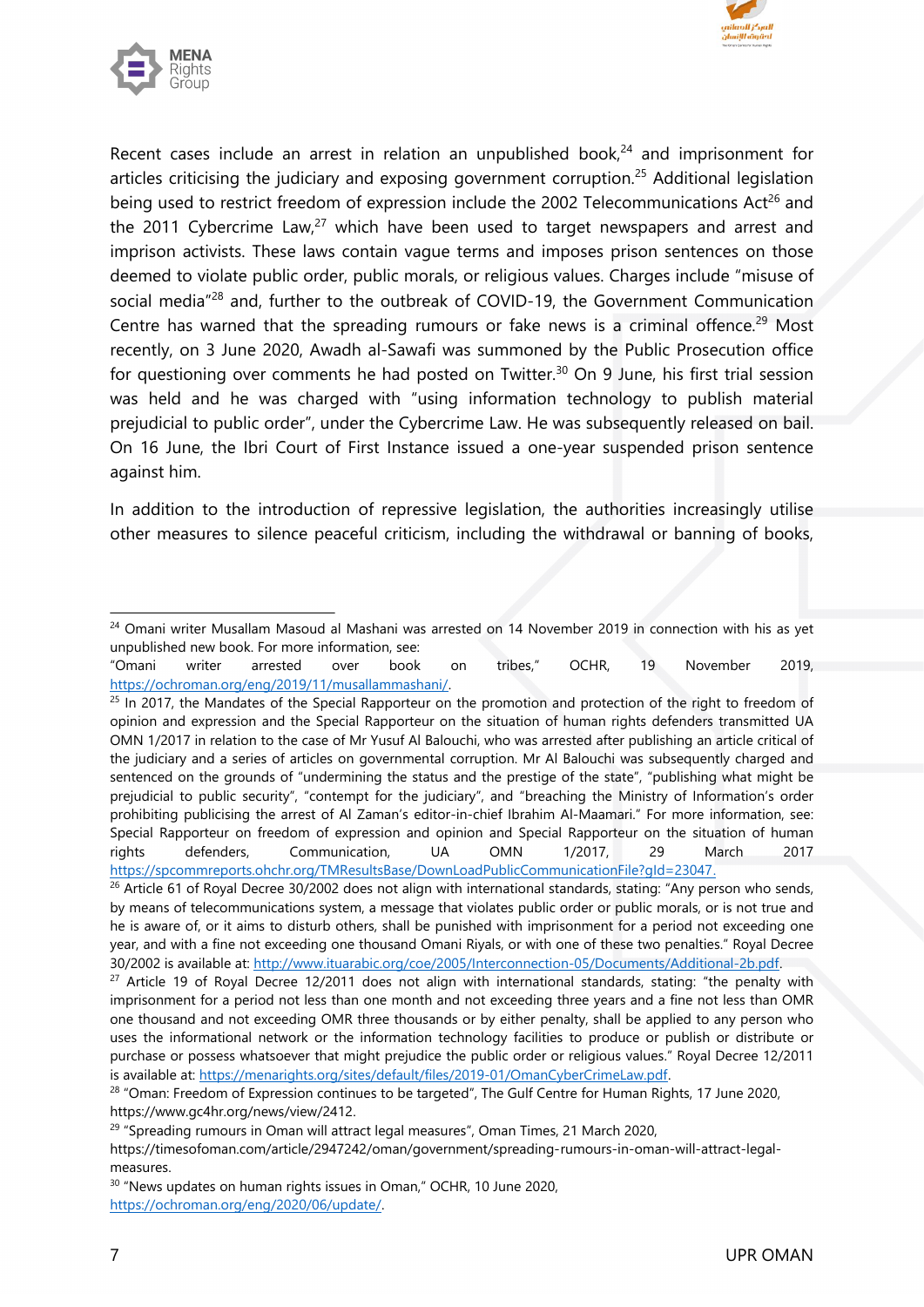Recent cases include an arrest in relation an unpublished book,[24] and imprisonment for articles criticising the judiciary and exposing government corruption.[25] Additional legislation being used to restrict freedom of expression include the 2002 Telecommunications Act[26] and the 2011 Cybercrime Law,[27] which have been used to target newspapers and arrest and imprison activists. These laws contain vague terms and imposes prison sentences on those deemed to violate public order, public morals, or religious values. Charges include "misuse of social media"[28] and, further to the outbreak of COVID-19, the Government Communication Centre has warned that the spreading rumours or fake news is a criminal offence.[29] Most recently, on 3 June 2020, Awadh al-Sawafi was summoned by the Public Prosecution office for questioning over comments he had posted on Twitter.[30] On 9 June, his first trial session was held and he was charged with "using information technology to publish material prejudicial to public order", under the Cybercrime Law. He was subsequently released on bail. On 16 June, the Ibri Court of First Instance issued a one-year suspended prison sentence against him.

In addition to the introduction of repressive legislation, the authorities increasingly utilise other measures to silence peaceful criticism, including the withdrawal or banning of books,

---

[24] Omani writer Musallam Masoud al Mashani was arrested on 14 November 2019 in connection with his as yet unpublished new book. For more information, see: "Omani writer arrested over book on tribes," OCHR, 19 November 2019, https://ochroman.org/eng/2019/11/musallammashani/.

[25] In 2017, the Mandates of the Special Rapporteur on the promotion and protection of the right to freedom of opinion and expression and the Special Rapporteur on the situation of human rights defenders transmitted UA OMN 1/2017 in relation to the case of Mr Yusuf Al Balouchi, who was arrested after publishing an article critical of the judiciary and a series of articles on governmental corruption. Mr Al Balouchi was subsequently charged and sentenced on the grounds of "undermining the status and the prestige of the state", "publishing what might be prejudicial to public security", "contempt for the judiciary", and "breaching the Ministry of Information's order prohibiting publicising the arrest of Al Zaman's editor-in-chief Ibrahim Al-Maamari." For more information, see: Special Rapporteur on freedom of expression and opinion and Special Rapporteur on the situation of human rights defenders, Communication, UA OMN 1/2017, 29 March 2017 https://spcommreports.ohchr.org/TMResultsBase/DownLoadPublicCommunicationFile?gId=23047.

[26] Article 61 of Royal Decree 30/2002 does not align with international standards, stating: "Any person who sends, by means of telecommunications system, a message that violates public order or public morals, or is not true and he is aware of, or it aims to disturb others, shall be punished with imprisonment for a period not exceeding one year, and with a fine not exceeding one thousand Omani Riyals, or with one of these two penalties." Royal Decree 30/2002 is available at: http://www.ituarabic.org/coe/2005/Interconnection-05/Documents/Additional-2b.pdf.

[27] Article 19 of Royal Decree 12/2011 does not align with international standards, stating: "the penalty with imprisonment for a period not less than one month and not exceeding three years and a fine not less than OMR one thousand and not exceeding OMR three thousands or by either penalty, shall be applied to any person who uses the informational network or the information technology facilities to produce or publish or distribute or purchase or possess whatsoever that might prejudice the public order or religious values." Royal Decree 12/2011 is available at: https://menarights.org/sites/default/files/2019-01/OmanCyberCrimeLaw.pdf.

[28] "Oman: Freedom of Expression continues to be targeted", The Gulf Centre for Human Rights, 17 June 2020, https://www.gc4hr.org/news/view/2412.

[29] "Spreading rumours in Oman will attract legal measures", Oman Times, 21 March 2020, https://timesofoman.com/article/2947242/oman/government/spreading-rumours-in-oman-will-attract-legal-measures.

[30] "News updates on human rights issues in Oman," OCHR, 10 June 2020, https://ochroman.org/eng/2020/06/update/.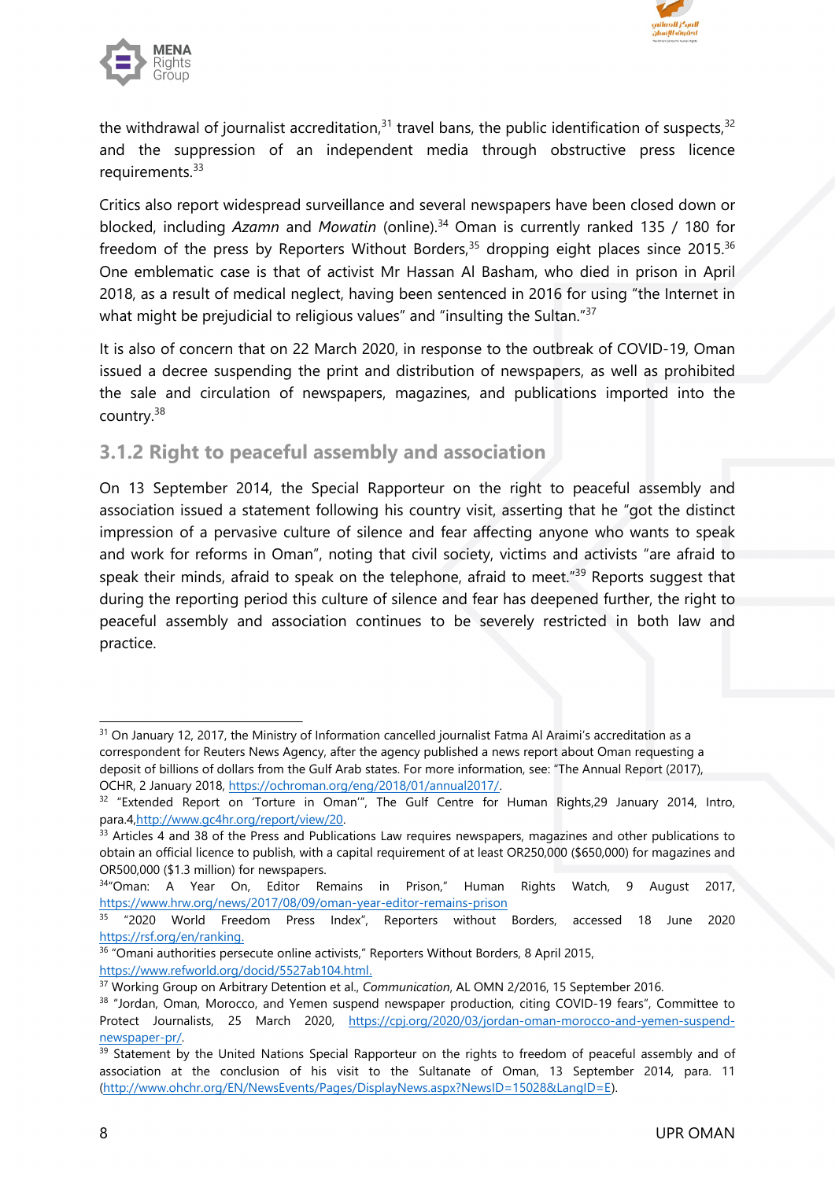the withdrawal of journalist accreditation,[31] travel bans, the public identification of suspects,[32] and the suppression of an independent media through obstructive press licence requirements.[33]

Critics also report widespread surveillance and several newspapers have been closed down or blocked, including *Azamn* and *Mowatin* (online).[34] Oman is currently ranked 135 / 180 for freedom of the press by Reporters Without Borders,[35] dropping eight places since 2015.[36] One emblematic case is that of activist Mr Hassan Al Basham, who died in prison in April 2018, as a result of medical neglect, having been sentenced in 2016 for using "the Internet in what might be prejudicial to religious values" and "insulting the Sultan."[37]

It is also of concern that on 22 March 2020, in response to the outbreak of COVID-19, Oman issued a decree suspending the print and distribution of newspapers, as well as prohibited the sale and circulation of newspapers, magazines, and publications imported into the country.[38]

### 3.1.2 Right to peaceful assembly and association

On 13 September 2014, the Special Rapporteur on the right to peaceful assembly and association issued a statement following his country visit, asserting that he "got the distinct impression of a pervasive culture of silence and fear affecting anyone who wants to speak and work for reforms in Oman", noting that civil society, victims and activists "are afraid to speak their minds, afraid to speak on the telephone, afraid to meet."[39] Reports suggest that during the reporting period this culture of silence and fear has deepened further, the right to peaceful assembly and association continues to be severely restricted in both law and practice.

---

[31] On January 12, 2017, the Ministry of Information cancelled journalist Fatma Al Araimi's accreditation as a correspondent for Reuters News Agency, after the agency published a news report about Oman requesting a deposit of billions of dollars from the Gulf Arab states. For more information, see: "The Annual Report (2017), OCHR, 2 January 2018, https://ochroman.org/eng/2018/01/annual2017/.

[32] "Extended Report on 'Torture in Oman'", The Gulf Centre for Human Rights,29 January 2014, Intro, para.4,http://www.gc4hr.org/report/view/20.

[33] Articles 4 and 38 of the Press and Publications Law requires newspapers, magazines and other publications to obtain an official licence to publish, with a capital requirement of at least OR250,000 ($650,000) for magazines and OR500,000 ($1.3 million) for newspapers.

[34] "Oman: A Year On, Editor Remains in Prison," Human Rights Watch, 9 August 2017, https://www.hrw.org/news/2017/08/09/oman-year-editor-remains-prison

[35] "2020 World Freedom Press Index", Reporters without Borders, accessed 18 June 2020 https://rsf.org/en/ranking.

[36] "Omani authorities persecute online activists," Reporters Without Borders, 8 April 2015, https://www.refworld.org/docid/5527ab104.html.

[37] Working Group on Arbitrary Detention et al., *Communication*, AL OMN 2/2016, 15 September 2016.

[38] "Jordan, Oman, Morocco, and Yemen suspend newspaper production, citing COVID-19 fears", Committee to Protect Journalists, 25 March 2020, https://cpj.org/2020/03/jordan-oman-morocco-and-yemen-suspend-newspaper-pr/.

[39] Statement by the United Nations Special Rapporteur on the rights to freedom of peaceful assembly and of association at the conclusion of his visit to the Sultanate of Oman, 13 September 2014, para. 11 (http://www.ohchr.org/EN/NewsEvents/Pages/DisplayNews.aspx?NewsID=15028&LangID=E).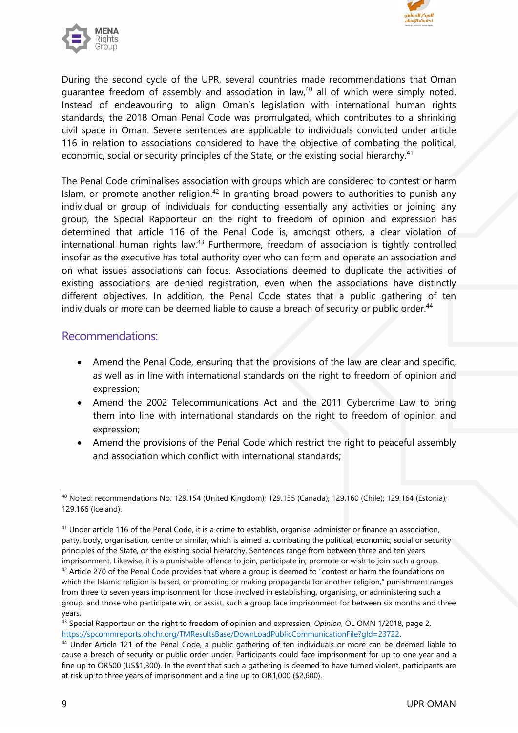During the second cycle of the UPR, several countries made recommendations that Oman guarantee freedom of assembly and association in law,[40] all of which were simply noted. Instead of endeavouring to align Oman's legislation with international human rights standards, the 2018 Oman Penal Code was promulgated, which contributes to a shrinking civil space in Oman. Severe sentences are applicable to individuals convicted under article 116 in relation to associations considered to have the objective of combating the political, economic, social or security principles of the State, or the existing social hierarchy.[41]

The Penal Code criminalises association with groups which are considered to contest or harm Islam, or promote another religion.[42] In granting broad powers to authorities to punish any individual or group of individuals for conducting essentially any activities or joining any group, the Special Rapporteur on the right to freedom of opinion and expression has determined that article 116 of the Penal Code is, amongst others, a clear violation of international human rights law.[43] Furthermore, freedom of association is tightly controlled insofar as the executive has total authority over who can form and operate an association and on what issues associations can focus. Associations deemed to duplicate the activities of existing associations are denied registration, even when the associations have distinctly different objectives. In addition, the Penal Code states that a public gathering of ten individuals or more can be deemed liable to cause a breach of security or public order.[44]

## Recommendations:

- Amend the Penal Code, ensuring that the provisions of the law are clear and specific, as well as in line with international standards on the right to freedom of opinion and expression;
- Amend the 2002 Telecommunications Act and the 2011 Cybercrime Law to bring them into line with international standards on the right to freedom of opinion and expression;
- Amend the provisions of the Penal Code which restrict the right to peaceful assembly and association which conflict with international standards;

---

[40] Noted: recommendations No. 129.154 (United Kingdom); 129.155 (Canada); 129.160 (Chile); 129.164 (Estonia); 129.166 (Iceland).

[41] Under article 116 of the Penal Code, it is a crime to establish, organise, administer or finance an association, party, body, organisation, centre or similar, which is aimed at combating the political, economic, social or security principles of the State, or the existing social hierarchy. Sentences range from between three and ten years imprisonment. Likewise, it is a punishable offence to join, participate in, promote or wish to join such a group.

[42] Article 270 of the Penal Code provides that where a group is deemed to "contest or harm the foundations on which the Islamic religion is based, or promoting or making propaganda for another religion," punishment ranges from three to seven years imprisonment for those involved in establishing, organising, or administering such a group, and those who participate win, or assist, such a group face imprisonment for between six months and three years.

[43] Special Rapporteur on the right to freedom of opinion and expression, *Opinion*, OL OMN 1/2018, page 2. https://spcommreports.ohchr.org/TMResultsBase/DownLoadPublicCommunicationFile?gId=23722.

[44] Under Article 121 of the Penal Code, a public gathering of ten individuals or more can be deemed liable to cause a breach of security or public order under. Participants could face imprisonment for up to one year and a fine up to OR500 (US$1,300). In the event that such a gathering is deemed to have turned violent, participants are at risk up to three years of imprisonment and a fine up to OR1,000 ($2,600).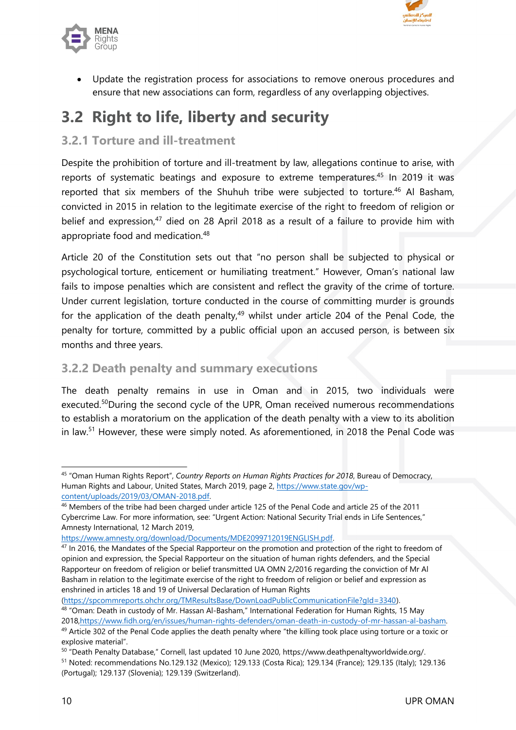- Update the registration process for associations to remove onerous procedures and ensure that new associations can form, regardless of any overlapping objectives.

## 3.2 Right to life, liberty and security

### 3.2.1 Torture and ill-treatment

Despite the prohibition of torture and ill-treatment by law, allegations continue to arise, with reports of systematic beatings and exposure to extreme temperatures.[45] In 2019 it was reported that six members of the Shuhuh tribe were subjected to torture.[46] Al Basham, convicted in 2015 in relation to the legitimate exercise of the right to freedom of religion or belief and expression,[47] died on 28 April 2018 as a result of a failure to provide him with appropriate food and medication.[48]

Article 20 of the Constitution sets out that "no person shall be subjected to physical or psychological torture, enticement or humiliating treatment." However, Oman's national law fails to impose penalties which are consistent and reflect the gravity of the crime of torture. Under current legislation, torture conducted in the course of committing murder is grounds for the application of the death penalty,[49] whilst under article 204 of the Penal Code, the penalty for torture, committed by a public official upon an accused person, is between six months and three years.

### 3.2.2 Death penalty and summary executions

The death penalty remains in use in Oman and in 2015, two individuals were executed.[50]During the second cycle of the UPR, Oman received numerous recommendations to establish a moratorium on the application of the death penalty with a view to its abolition in law.[51] However, these were simply noted. As aforementioned, in 2018 the Penal Code was

---

[45] "Oman Human Rights Report", *Country Reports on Human Rights Practices for 2018*, Bureau of Democracy, Human Rights and Labour, United States, March 2019, page 2, https://www.state.gov/wp-content/uploads/2019/03/OMAN-2018.pdf.

[46] Members of the tribe had been charged under article 125 of the Penal Code and article 25 of the 2011 Cybercrime Law. For more information, see: "Urgent Action: National Security Trial ends in Life Sentences," Amnesty International, 12 March 2019, https://www.amnesty.org/download/Documents/MDE2099712019ENGLISH.pdf.

[47] In 2016, the Mandates of the Special Rapporteur on the promotion and protection of the right to freedom of opinion and expression, the Special Rapporteur on the situation of human rights defenders, and the Special Rapporteur on freedom of religion or belief transmitted UA OMN 2/2016 regarding the conviction of Mr Al Basham in relation to the legitimate exercise of the right to freedom of religion or belief and expression as enshrined in articles 18 and 19 of Universal Declaration of Human Rights (https://spcommreports.ohchr.org/TMResultsBase/DownLoadPublicCommunicationFile?gId=3340).

[48] "Oman: Death in custody of Mr. Hassan Al-Basham," International Federation for Human Rights, 15 May 2018,https://www.fidh.org/en/issues/human-rights-defenders/oman-death-in-custody-of-mr-hassan-al-basham.

[49] Article 302 of the Penal Code applies the death penalty where "the killing took place using torture or a toxic or explosive material".

[50] "Death Penalty Database," Cornell, last updated 10 June 2020, https://www.deathpenaltyworldwide.org/.

[51] Noted: recommendations No.129.132 (Mexico); 129.133 (Costa Rica); 129.134 (France); 129.135 (Italy); 129.136 (Portugal); 129.137 (Slovenia); 129.139 (Switzerland).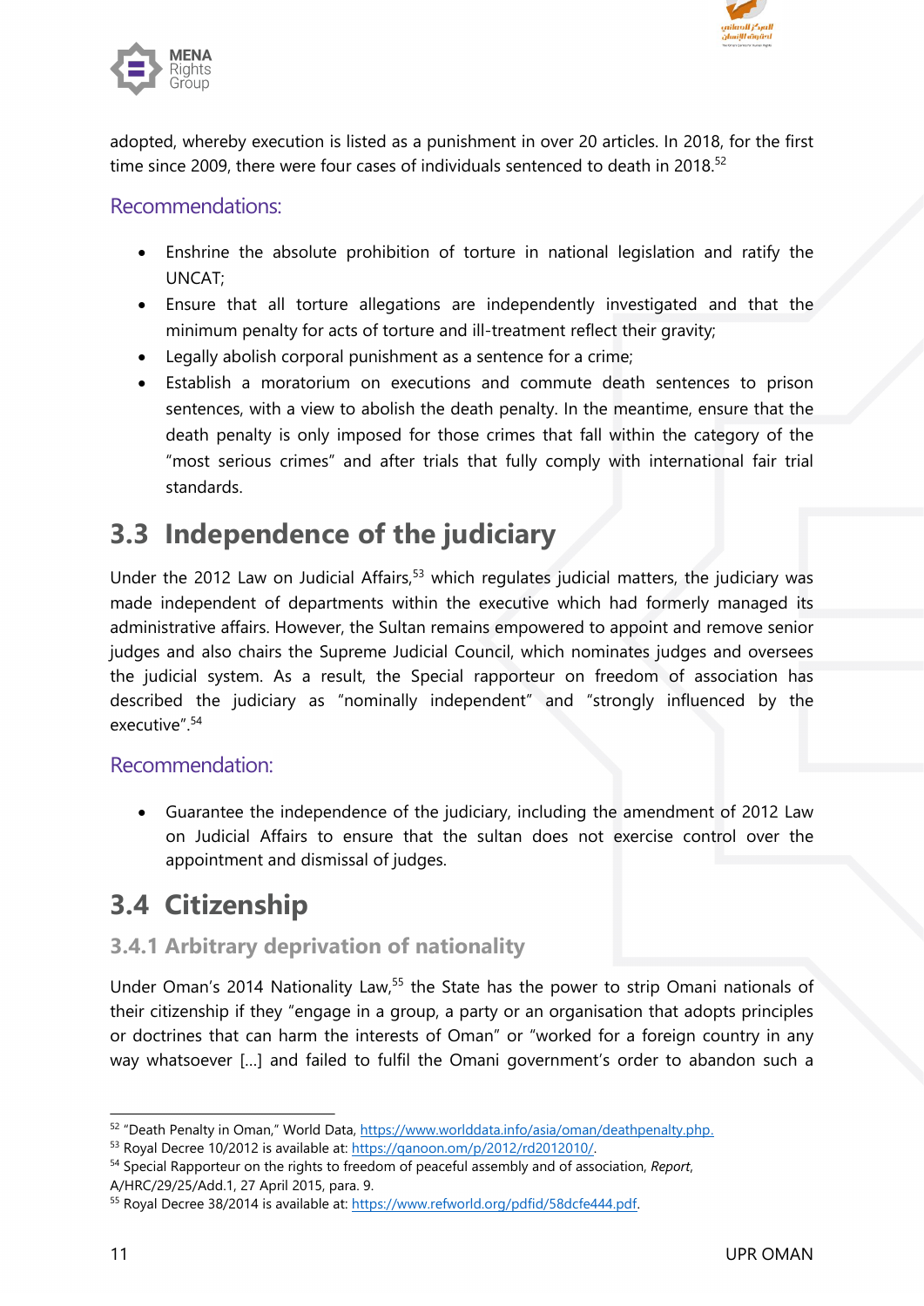adopted, whereby execution is listed as a punishment in over 20 articles. In 2018, for the first time since 2009, there were four cases of individuals sentenced to death in 2018.[52]

### Recommendations:

- Enshrine the absolute prohibition of torture in national legislation and ratify the UNCAT;
- Ensure that all torture allegations are independently investigated and that the minimum penalty for acts of torture and ill-treatment reflect their gravity;
- Legally abolish corporal punishment as a sentence for a crime;
- Establish a moratorium on executions and commute death sentences to prison sentences, with a view to abolish the death penalty. In the meantime, ensure that the death penalty is only imposed for those crimes that fall within the category of the "most serious crimes" and after trials that fully comply with international fair trial standards.

## 3.3 Independence of the judiciary

Under the 2012 Law on Judicial Affairs,[53] which regulates judicial matters, the judiciary was made independent of departments within the executive which had formerly managed its administrative affairs. However, the Sultan remains empowered to appoint and remove senior judges and also chairs the Supreme Judicial Council, which nominates judges and oversees the judicial system. As a result, the Special rapporteur on freedom of association has described the judiciary as "nominally independent" and "strongly influenced by the executive".[54]

### Recommendation:

- Guarantee the independence of the judiciary, including the amendment of 2012 Law on Judicial Affairs to ensure that the sultan does not exercise control over the appointment and dismissal of judges.

## 3.4 Citizenship

### 3.4.1 Arbitrary deprivation of nationality

Under Oman's 2014 Nationality Law,[55] the State has the power to strip Omani nationals of their citizenship if they "engage in a group, a party or an organisation that adopts principles or doctrines that can harm the interests of Oman" or "worked for a foreign country in any way whatsoever [...] and failed to fulfil the Omani government's order to abandon such a

---

[52] "Death Penalty in Oman," World Data, https://www.worlddata.info/asia/oman/deathpenalty.php.

[53] Royal Decree 10/2012 is available at: https://qanoon.om/p/2012/rd2012010/.

[54] Special Rapporteur on the rights to freedom of peaceful assembly and of association, *Report*, A/HRC/29/25/Add.1, 27 April 2015, para. 9.

[55] Royal Decree 38/2014 is available at: https://www.refworld.org/pdfid/58dcfe444.pdf.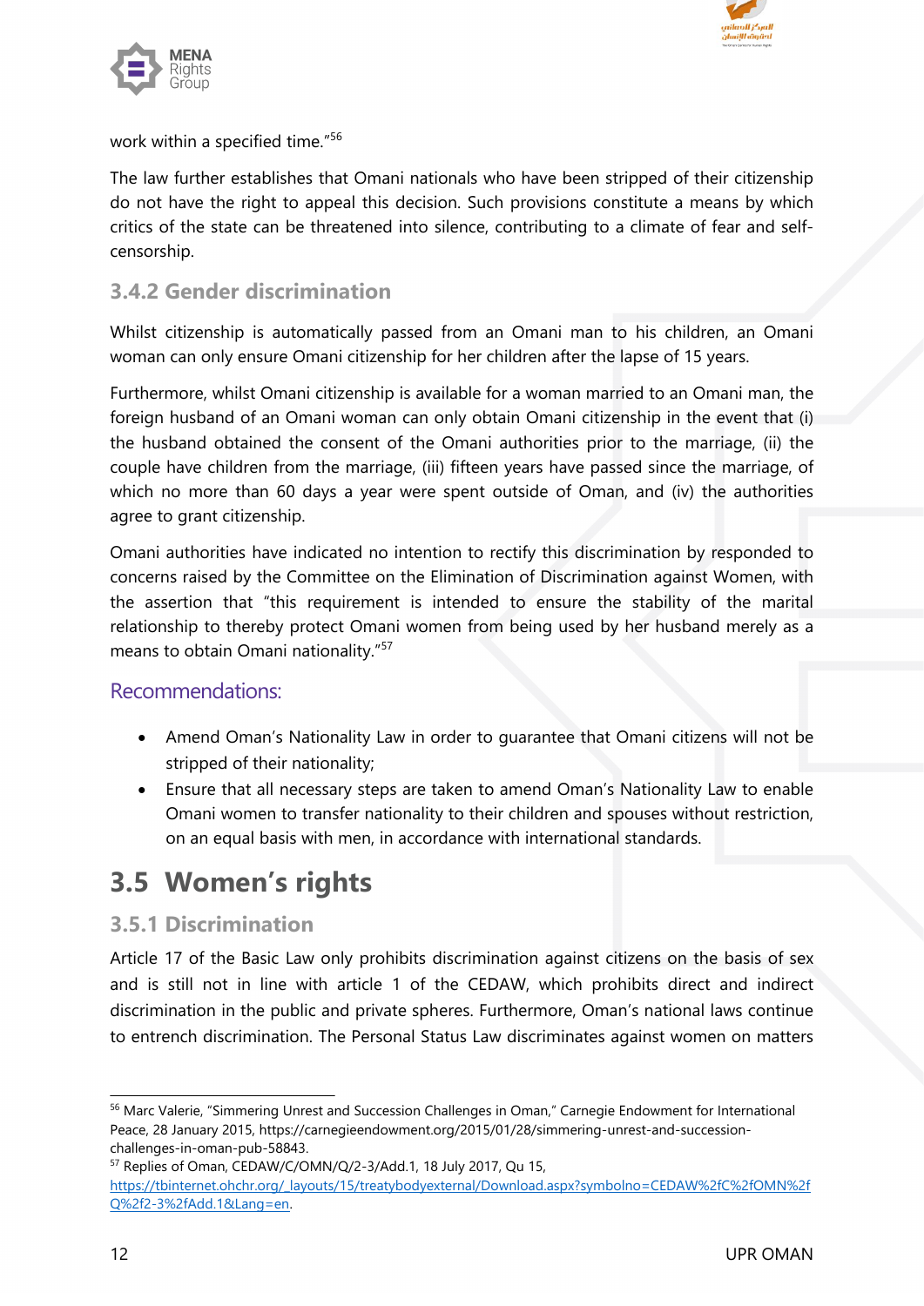work within a specified time."[56]

The law further establishes that Omani nationals who have been stripped of their citizenship do not have the right to appeal this decision. Such provisions constitute a means by which critics of the state can be threatened into silence, contributing to a climate of fear and self-censorship.

### 3.4.2 Gender discrimination

Whilst citizenship is automatically passed from an Omani man to his children, an Omani woman can only ensure Omani citizenship for her children after the lapse of 15 years.

Furthermore, whilst Omani citizenship is available for a woman married to an Omani man, the foreign husband of an Omani woman can only obtain Omani citizenship in the event that (i) the husband obtained the consent of the Omani authorities prior to the marriage, (ii) the couple have children from the marriage, (iii) fifteen years have passed since the marriage, of which no more than 60 days a year were spent outside of Oman, and (iv) the authorities agree to grant citizenship.

Omani authorities have indicated no intention to rectify this discrimination by responded to concerns raised by the Committee on the Elimination of Discrimination against Women, with the assertion that "this requirement is intended to ensure the stability of the marital relationship to thereby protect Omani women from being used by her husband merely as a means to obtain Omani nationality."[57]

#### Recommendations:

- Amend Oman's Nationality Law in order to guarantee that Omani citizens will not be stripped of their nationality;
- Ensure that all necessary steps are taken to amend Oman's Nationality Law to enable Omani women to transfer nationality to their children and spouses without restriction, on an equal basis with men, in accordance with international standards.

## 3.5 Women's rights

### 3.5.1 Discrimination

Article 17 of the Basic Law only prohibits discrimination against citizens on the basis of sex and is still not in line with article 1 of the CEDAW, which prohibits direct and indirect discrimination in the public and private spheres. Furthermore, Oman's national laws continue to entrench discrimination. The Personal Status Law discriminates against women on matters

---

[56] Marc Valerie, "Simmering Unrest and Succession Challenges in Oman," Carnegie Endowment for International Peace, 28 January 2015, https://carnegieendowment.org/2015/01/28/simmering-unrest-and-succession-challenges-in-oman-pub-58843.

[57] Replies of Oman, CEDAW/C/OMN/Q/2-3/Add.1, 18 July 2017, Qu 15, https://tbinternet.ohchr.org/_layouts/15/treatybodyexternal/Download.aspx?symbolno=CEDAW%2fC%2fOMN%2fQ%2f2-3%2fAdd.1&Lang=en.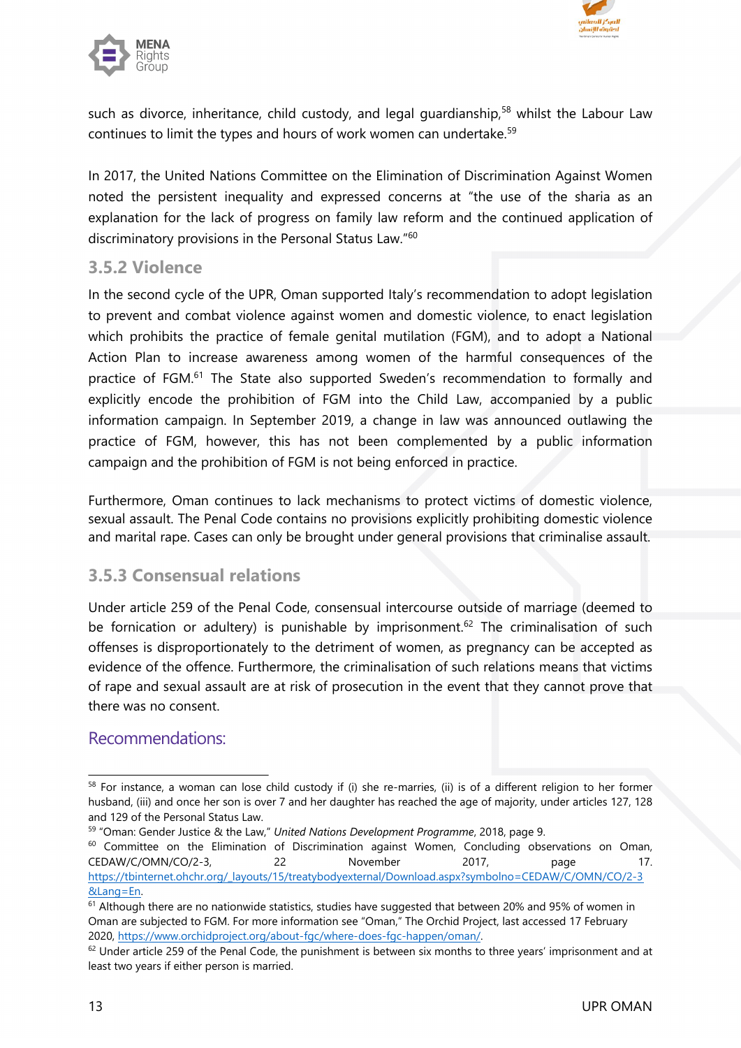such as divorce, inheritance, child custody, and legal guardianship,[58] whilst the Labour Law continues to limit the types and hours of work women can undertake.[59]

In 2017, the United Nations Committee on the Elimination of Discrimination Against Women noted the persistent inequality and expressed concerns at "the use of the sharia as an explanation for the lack of progress on family law reform and the continued application of discriminatory provisions in the Personal Status Law."[60]

### 3.5.2 Violence

In the second cycle of the UPR, Oman supported Italy's recommendation to adopt legislation to prevent and combat violence against women and domestic violence, to enact legislation which prohibits the practice of female genital mutilation (FGM), and to adopt a National Action Plan to increase awareness among women of the harmful consequences of the practice of FGM.[61] The State also supported Sweden's recommendation to formally and explicitly encode the prohibition of FGM into the Child Law, accompanied by a public information campaign. In September 2019, a change in law was announced outlawing the practice of FGM, however, this has not been complemented by a public information campaign and the prohibition of FGM is not being enforced in practice.

Furthermore, Oman continues to lack mechanisms to protect victims of domestic violence, sexual assault. The Penal Code contains no provisions explicitly prohibiting domestic violence and marital rape. Cases can only be brought under general provisions that criminalise assault.

### 3.5.3 Consensual relations

Under article 259 of the Penal Code, consensual intercourse outside of marriage (deemed to be fornication or adultery) is punishable by imprisonment.[62] The criminalisation of such offenses is disproportionately to the detriment of women, as pregnancy can be accepted as evidence of the offence. Furthermore, the criminalisation of such relations means that victims of rape and sexual assault are at risk of prosecution in the event that they cannot prove that there was no consent.

### Recommendations:

---

[58] For instance, a woman can lose child custody if (i) she re-marries, (ii) is of a different religion to her former husband, (iii) and once her son is over 7 and her daughter has reached the age of majority, under articles 127, 128 and 129 of the Personal Status Law.

[59] "Oman: Gender Justice & the Law," *United Nations Development Programme*, 2018, page 9.

[60] Committee on the Elimination of Discrimination against Women, Concluding observations on Oman, CEDAW/C/OMN/CO/2-3, 22 November 2017, page 17. https://tbinternet.ohchr.org/_layouts/15/treatybodyexternal/Download.aspx?symbolno=CEDAW/C/OMN/CO/2-3&Lang=En.

[61] Although there are no nationwide statistics, studies have suggested that between 20% and 95% of women in Oman are subjected to FGM. For more information see "Oman," The Orchid Project, last accessed 17 February 2020, https://www.orchidproject.org/about-fgc/where-does-fgc-happen/oman/.

[62] Under article 259 of the Penal Code, the punishment is between six months to three years' imprisonment and at least two years if either person is married.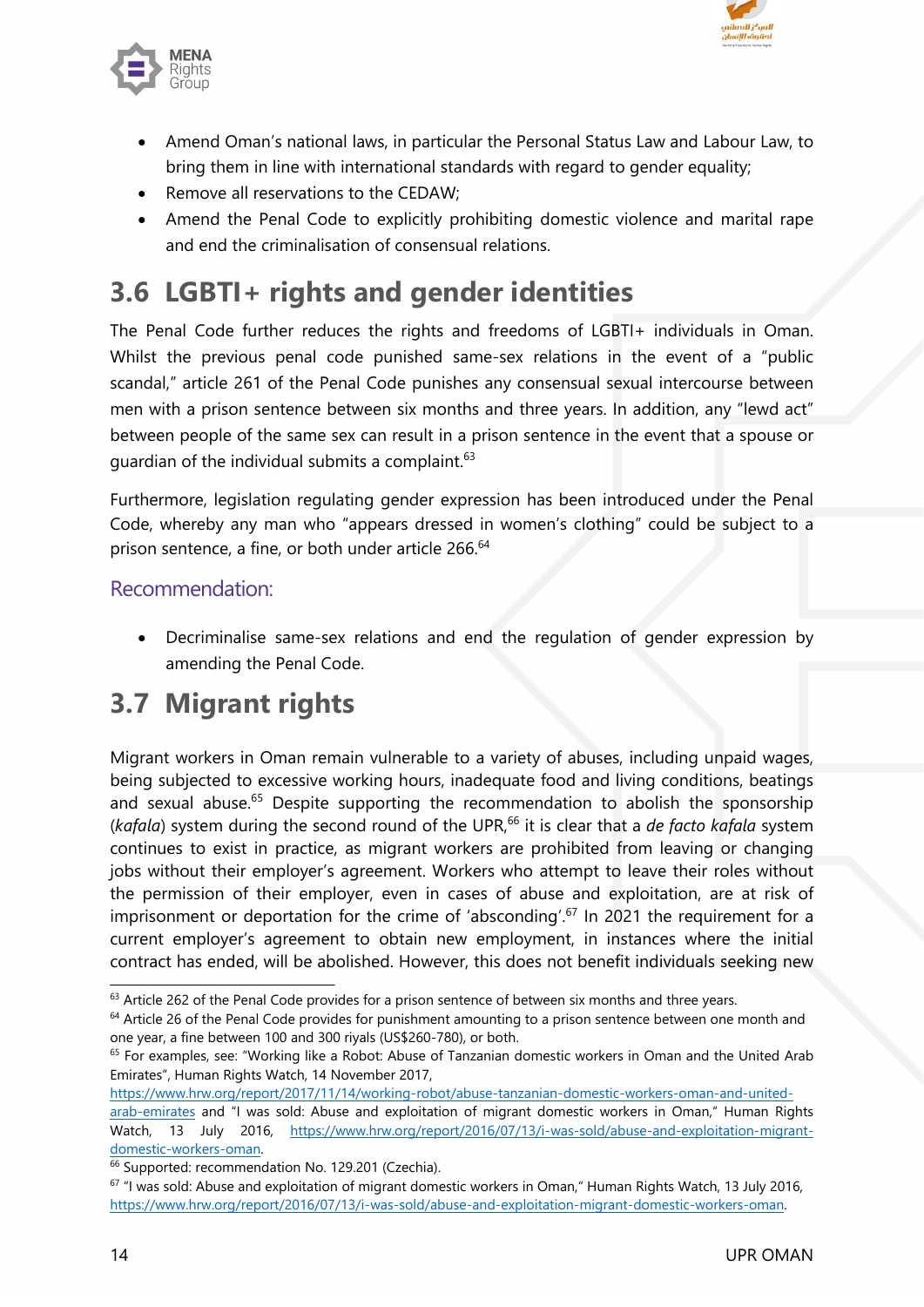- Amend Oman's national laws, in particular the Personal Status Law and Labour Law, to bring them in line with international standards with regard to gender equality;
- Remove all reservations to the CEDAW;
- Amend the Penal Code to explicitly prohibiting domestic violence and marital rape and end the criminalisation of consensual relations.

## 3.6 LGBTI+ rights and gender identities

The Penal Code further reduces the rights and freedoms of LGBTI+ individuals in Oman. Whilst the previous penal code punished same-sex relations in the event of a "public scandal," article 261 of the Penal Code punishes any consensual sexual intercourse between men with a prison sentence between six months and three years. In addition, any "lewd act" between people of the same sex can result in a prison sentence in the event that a spouse or guardian of the individual submits a complaint.[63]

Furthermore, legislation regulating gender expression has been introduced under the Penal Code, whereby any man who "appears dressed in women's clothing" could be subject to a prison sentence, a fine, or both under article 266.[64]

### Recommendation:

- Decriminalise same-sex relations and end the regulation of gender expression by amending the Penal Code.

## 3.7 Migrant rights

Migrant workers in Oman remain vulnerable to a variety of abuses, including unpaid wages, being subjected to excessive working hours, inadequate food and living conditions, beatings and sexual abuse.[65] Despite supporting the recommendation to abolish the sponsorship (*kafala*) system during the second round of the UPR,[66] it is clear that a *de facto kafala* system continues to exist in practice, as migrant workers are prohibited from leaving or changing jobs without their employer's agreement. Workers who attempt to leave their roles without the permission of their employer, even in cases of abuse and exploitation, are at risk of imprisonment or deportation for the crime of 'absconding'.[67] In 2021 the requirement for a current employer's agreement to obtain new employment, in instances where the initial contract has ended, will be abolished. However, this does not benefit individuals seeking new

---

[63] Article 262 of the Penal Code provides for a prison sentence of between six months and three years.

[64] Article 26 of the Penal Code provides for punishment amounting to a prison sentence between one month and one year, a fine between 100 and 300 riyals (US$260-780), or both.

[65] For examples, see: "Working like a Robot: Abuse of Tanzanian domestic workers in Oman and the United Arab Emirates", Human Rights Watch, 14 November 2017, https://www.hrw.org/report/2017/11/14/working-robot/abuse-tanzanian-domestic-workers-oman-and-united-arab-emirates and "I was sold: Abuse and exploitation of migrant domestic workers in Oman," Human Rights Watch, 13 July 2016, https://www.hrw.org/report/2016/07/13/i-was-sold/abuse-and-exploitation-migrant-domestic-workers-oman.

[66] Supported: recommendation No. 129.201 (Czechia).

[67] "I was sold: Abuse and exploitation of migrant domestic workers in Oman," Human Rights Watch, 13 July 2016, https://www.hrw.org/report/2016/07/13/i-was-sold/abuse-and-exploitation-migrant-domestic-workers-oman.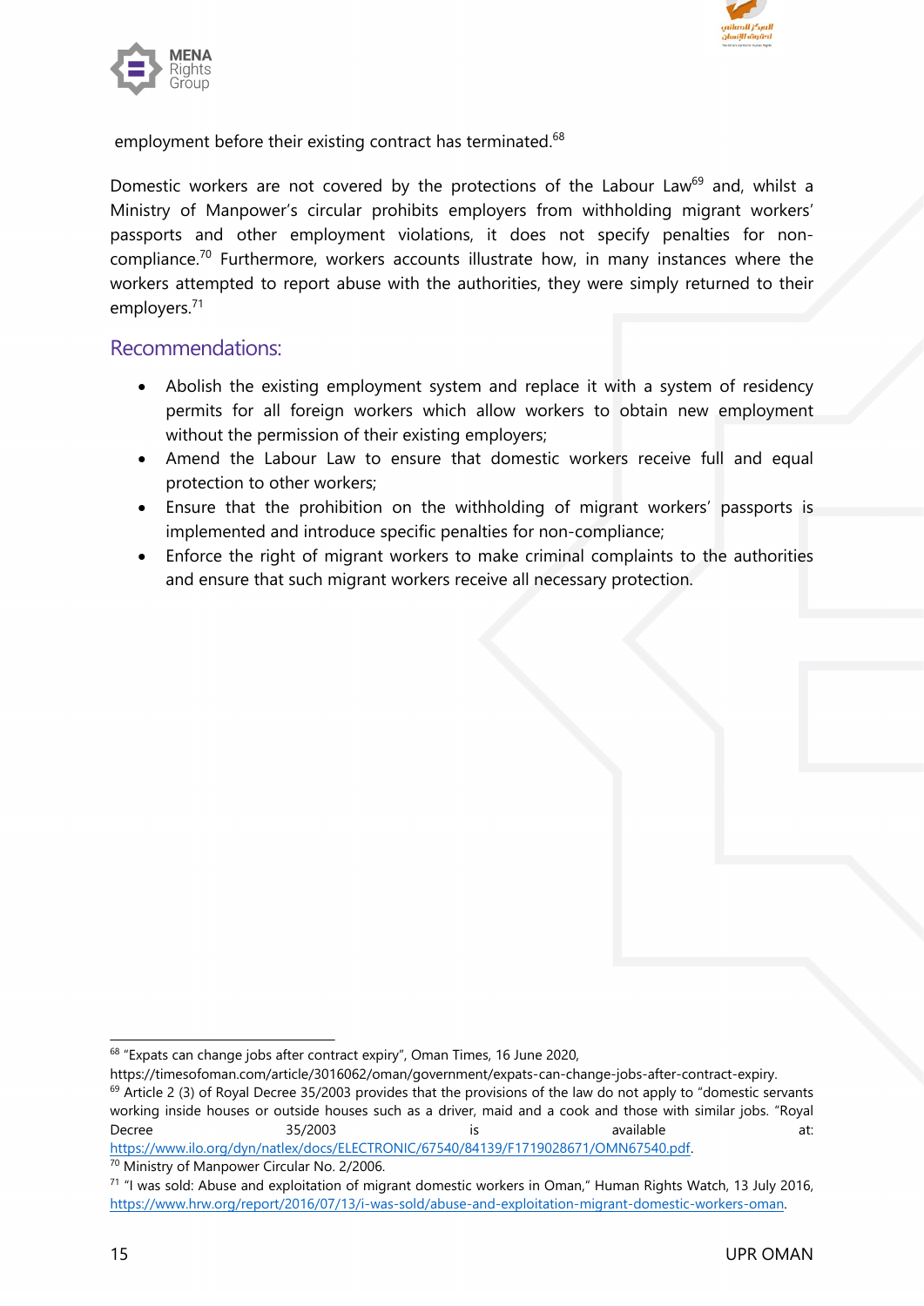employment before their existing contract has terminated.[68]

Domestic workers are not covered by the protections of the Labour Law[69] and, whilst a Ministry of Manpower's circular prohibits employers from withholding migrant workers' passports and other employment violations, it does not specify penalties for non-compliance.[70] Furthermore, workers accounts illustrate how, in many instances where the workers attempted to report abuse with the authorities, they were simply returned to their employers.[71]

## Recommendations:

- Abolish the existing employment system and replace it with a system of residency permits for all foreign workers which allow workers to obtain new employment without the permission of their existing employers;
- Amend the Labour Law to ensure that domestic workers receive full and equal protection to other workers;
- Ensure that the prohibition on the withholding of migrant workers' passports is implemented and introduce specific penalties for non-compliance;
- Enforce the right of migrant workers to make criminal complaints to the authorities and ensure that such migrant workers receive all necessary protection.

---

[68] "Expats can change jobs after contract expiry", Oman Times, 16 June 2020, https://timesofoman.com/article/3016062/oman/government/expats-can-change-jobs-after-contract-expiry.

[69] Article 2 (3) of Royal Decree 35/2003 provides that the provisions of the law do not apply to "domestic servants working inside houses or outside houses such as a driver, maid and a cook and those with similar jobs. "Royal Decree 35/2003 is available at: https://www.ilo.org/dyn/natlex/docs/ELECTRONIC/67540/84139/F1719028671/OMN67540.pdf.

[70] Ministry of Manpower Circular No. 2/2006.

[71] "I was sold: Abuse and exploitation of migrant domestic workers in Oman," Human Rights Watch, 13 July 2016, https://www.hrw.org/report/2016/07/13/i-was-sold/abuse-and-exploitation-migrant-domestic-workers-oman.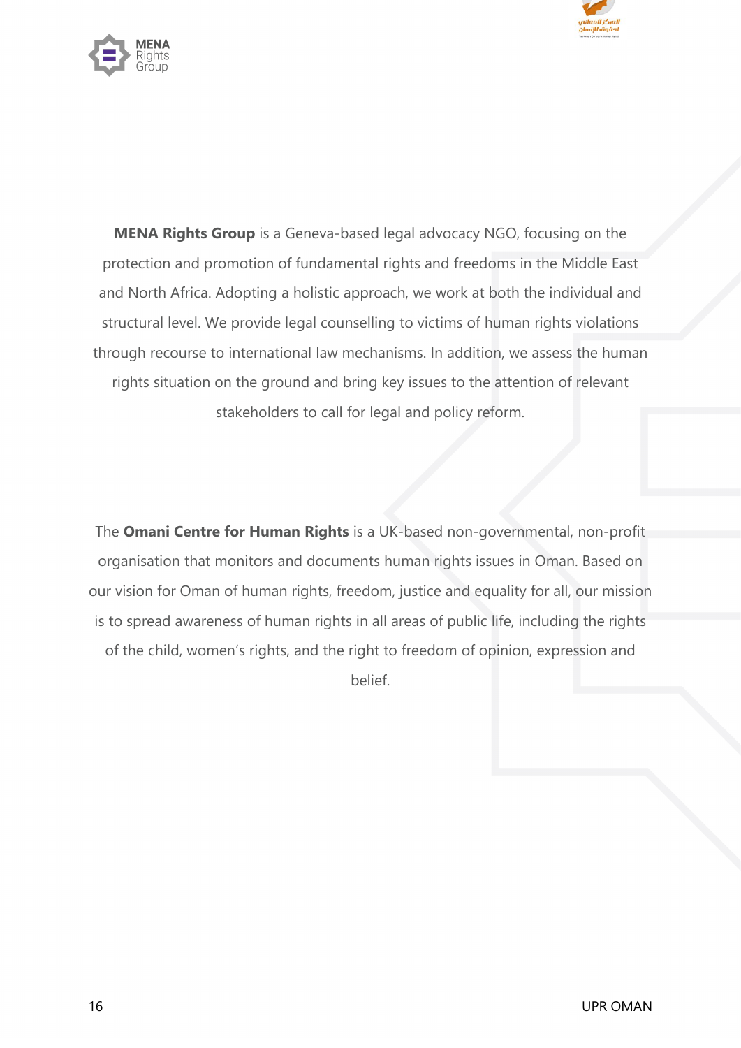**MENA Rights Group** is a Geneva-based legal advocacy NGO, focusing on the protection and promotion of fundamental rights and freedoms in the Middle East and North Africa. Adopting a holistic approach, we work at both the individual and structural level. We provide legal counselling to victims of human rights violations through recourse to international law mechanisms. In addition, we assess the human rights situation on the ground and bring key issues to the attention of relevant stakeholders to call for legal and policy reform.

The **Omani Centre for Human Rights** is a UK-based non-governmental, non-profit organisation that monitors and documents human rights issues in Oman. Based on our vision for Oman of human rights, freedom, justice and equality for all, our mission is to spread awareness of human rights in all areas of public life, including the rights of the child, women's rights, and the right to freedom of opinion, expression and belief.